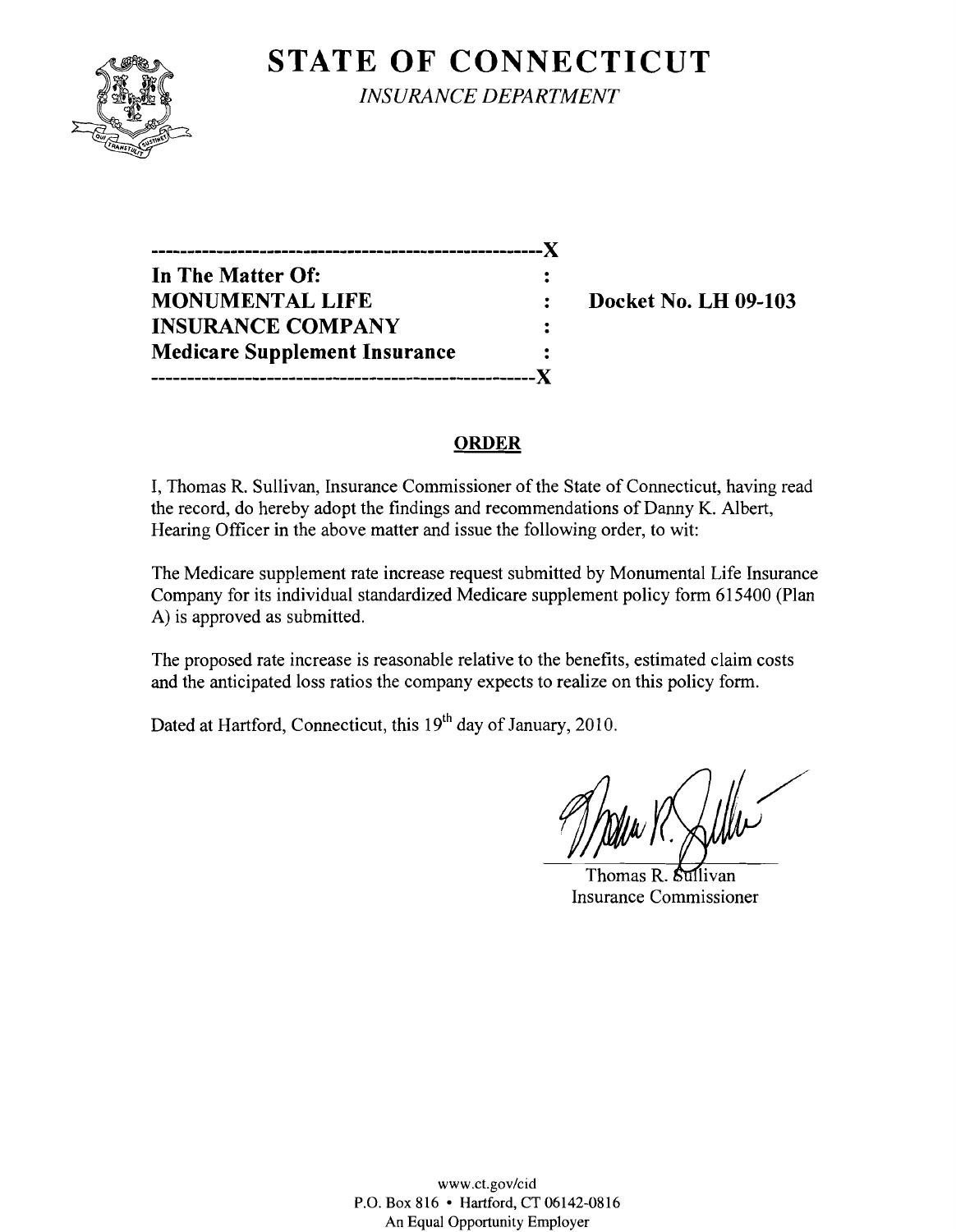# STATE OF CONNECTICUT

*INSURANCE DEPARTMENT*

---

**In The Matter Of:**
**MONUMENTAL LIFE INSURANCE COMPANY**
**Medicare Supplement Insurance**

**Docket No. LH 09-103**

---

## ORDER

I, Thomas R. Sullivan, Insurance Commissioner of the State of Connecticut, having read the record, do hereby adopt the findings and recommendations of Danny K. Albert, Hearing Officer in the above matter and issue the following order, to wit:

The Medicare supplement rate increase request submitted by Monumental Life Insurance Company for its individual standardized Medicare supplement policy form 615400 (Plan A) is approved as submitted.

The proposed rate increase is reasonable relative to the benefits, estimated claim costs and the anticipated loss ratios the company expects to realize on this policy form.

Dated at Hartford, Connecticut, this 19th day of January, 2010.

Thomas R. Sullivan
Insurance Commissioner

www.ct.gov/cid
P.O. Box 816 • Hartford, CT 06142-0816
An Equal Opportunity Employer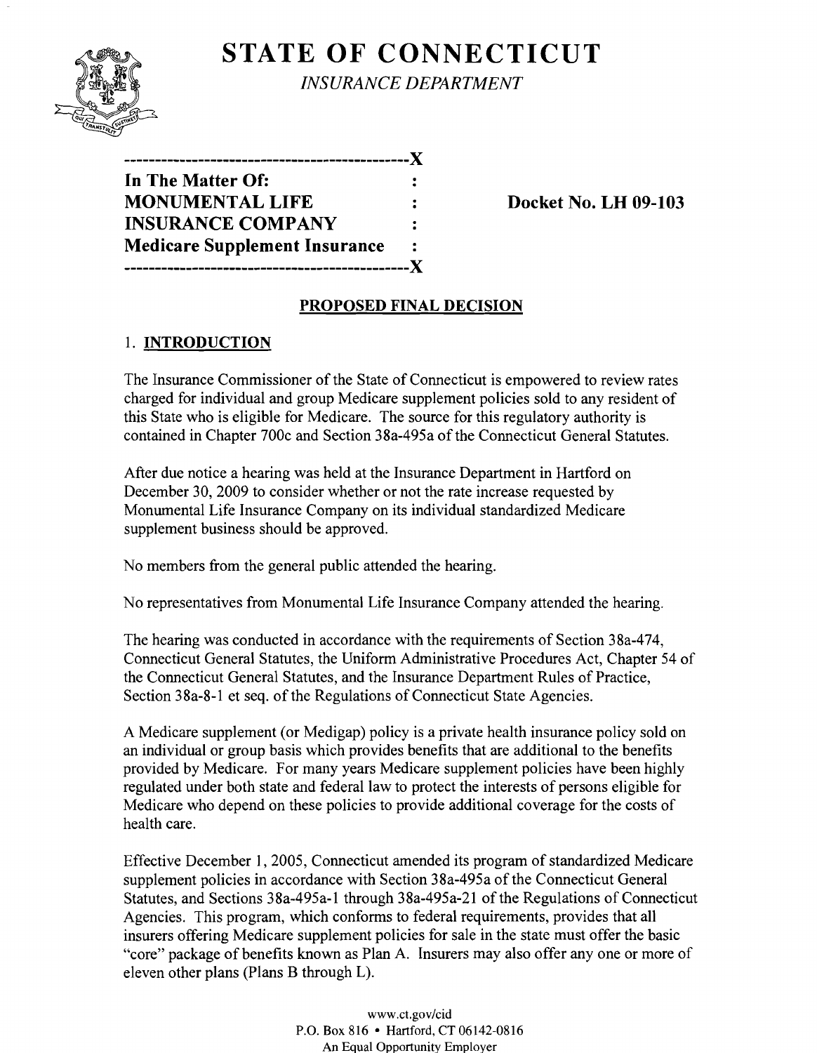# STATE OF CONNECTICUT

*INSURANCE DEPARTMENT*

----------------------------------------------X

| | | |
|---|---|---|
| **In The Matter Of:** | : | |
| **MONUMENTAL LIFE** | : | **Docket No. LH 09-103** |
| **INSURANCE COMPANY** | : | |
| **Medicare Supplement Insurance** | : | |

----------------------------------------------X

## PROPOSED FINAL DECISION

### 1. INTRODUCTION

The Insurance Commissioner of the State of Connecticut is empowered to review rates charged for individual and group Medicare supplement policies sold to any resident of this State who is eligible for Medicare. The source for this regulatory authority is contained in Chapter 700c and Section 38a-495a of the Connecticut General Statutes.

After due notice a hearing was held at the Insurance Department in Hartford on December 30, 2009 to consider whether or not the rate increase requested by Monumental Life Insurance Company on its individual standardized Medicare supplement business should be approved.

No members from the general public attended the hearing.

No representatives from Monumental Life Insurance Company attended the hearing.

The hearing was conducted in accordance with the requirements of Section 38a-474, Connecticut General Statutes, the Uniform Administrative Procedures Act, Chapter 54 of the Connecticut General Statutes, and the Insurance Department Rules of Practice, Section 38a-8-1 et seq. of the Regulations of Connecticut State Agencies.

A Medicare supplement (or Medigap) policy is a private health insurance policy sold on an individual or group basis which provides benefits that are additional to the benefits provided by Medicare. For many years Medicare supplement policies have been highly regulated under both state and federal law to protect the interests of persons eligible for Medicare who depend on these policies to provide additional coverage for the costs of health care.

Effective December 1, 2005, Connecticut amended its program of standardized Medicare supplement policies in accordance with Section 38a-495a of the Connecticut General Statutes, and Sections 38a-495a-1 through 38a-495a-21 of the Regulations of Connecticut Agencies. This program, which conforms to federal requirements, provides that all insurers offering Medicare supplement policies for sale in the state must offer the basic "core" package of benefits known as Plan A. Insurers may also offer any one or more of eleven other plans (Plans B through L).

www.ct.gov/cid
P.O. Box 816 • Hartford, CT 06142-0816
An Equal Opportunity Employer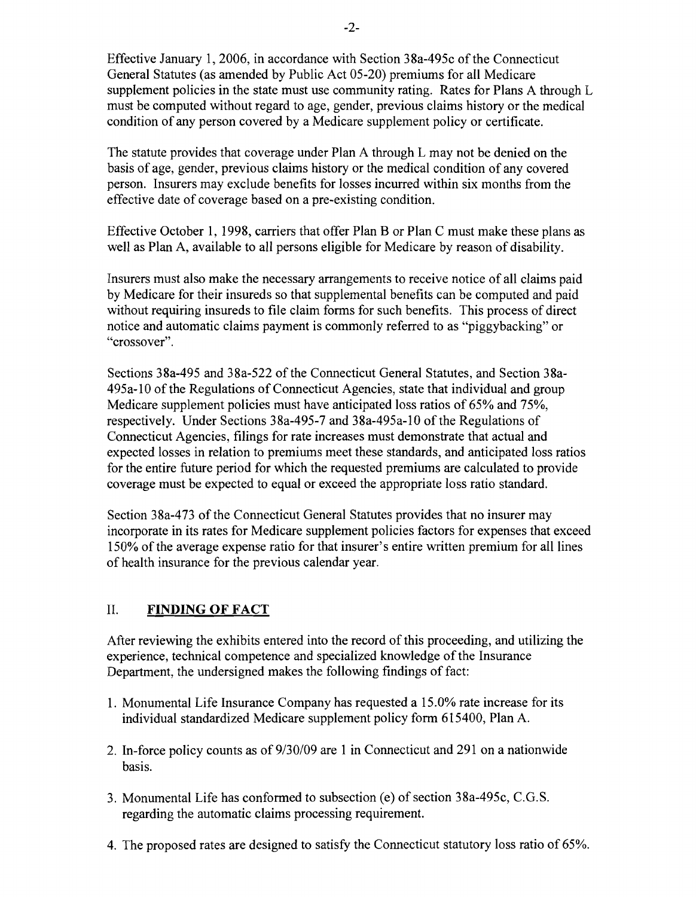Effective January 1, 2006, in accordance with Section 38a-495c of the Connecticut General Statutes (as amended by Public Act 05-20) premiums for all Medicare supplement policies in the state must use community rating. Rates for Plans A through L must be computed without regard to age, gender, previous claims history or the medical condition of any person covered by a Medicare supplement policy or certificate.

The statute provides that coverage under Plan A through L may not be denied on the basis of age, gender, previous claims history or the medical condition of any covered person. Insurers may exclude benefits for losses incurred within six months from the effective date of coverage based on a pre-existing condition.

Effective October 1, 1998, carriers that offer Plan B or Plan C must make these plans as well as Plan A, available to all persons eligible for Medicare by reason of disability.

Insurers must also make the necessary arrangements to receive notice of all claims paid by Medicare for their insureds so that supplemental benefits can be computed and paid without requiring insureds to file claim forms for such benefits. This process of direct notice and automatic claims payment is commonly referred to as "piggybacking" or "crossover".

Sections 38a-495 and 38a-522 of the Connecticut General Statutes, and Section 38a-495a-10 of the Regulations of Connecticut Agencies, state that individual and group Medicare supplement policies must have anticipated loss ratios of 65% and 75%, respectively. Under Sections 38a-495-7 and 38a-495a-10 of the Regulations of Connecticut Agencies, filings for rate increases must demonstrate that actual and expected losses in relation to premiums meet these standards, and anticipated loss ratios for the entire future period for which the requested premiums are calculated to provide coverage must be expected to equal or exceed the appropriate loss ratio standard.

Section 38a-473 of the Connecticut General Statutes provides that no insurer may incorporate in its rates for Medicare supplement policies factors for expenses that exceed 150% of the average expense ratio for that insurer's entire written premium for all lines of health insurance for the previous calendar year.

## II. FINDING OF FACT

After reviewing the exhibits entered into the record of this proceeding, and utilizing the experience, technical competence and specialized knowledge of the Insurance Department, the undersigned makes the following findings of fact:

1. Monumental Life Insurance Company has requested a 15.0% rate increase for its individual standardized Medicare supplement policy form 615400, Plan A.

2. In-force policy counts as of 9/30/09 are 1 in Connecticut and 291 on a nationwide basis.

3. Monumental Life has conformed to subsection (e) of section 38a-495c, C.G.S. regarding the automatic claims processing requirement.

4. The proposed rates are designed to satisfy the Connecticut statutory loss ratio of 65%.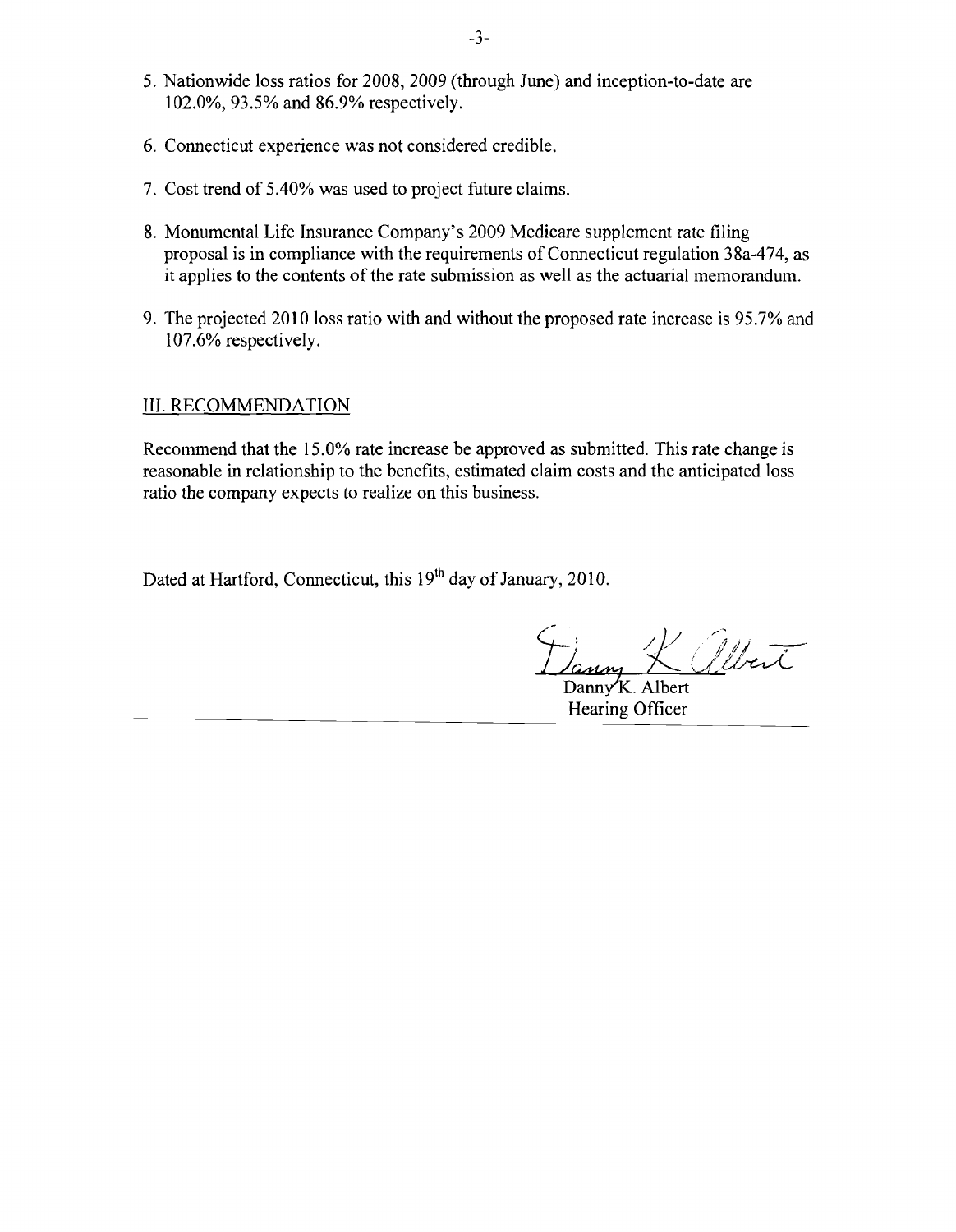5. Nationwide loss ratios for 2008, 2009 (through June) and inception-to-date are 102.0%, 93.5% and 86.9% respectively.

6. Connecticut experience was not considered credible.

7. Cost trend of 5.40% was used to project future claims.

8. Monumental Life Insurance Company's 2009 Medicare supplement rate filing proposal is in compliance with the requirements of Connecticut regulation 38a-474, as it applies to the contents of the rate submission as well as the actuarial memorandum.

9. The projected 2010 loss ratio with and without the proposed rate increase is 95.7% and 107.6% respectively.

## III. RECOMMENDATION

Recommend that the 15.0% rate increase be approved as submitted. This rate change is reasonable in relationship to the benefits, estimated claim costs and the anticipated loss ratio the company expects to realize on this business.

Dated at Hartford, Connecticut, this 19th day of January, 2010.

Danny K. Albert
Hearing Officer